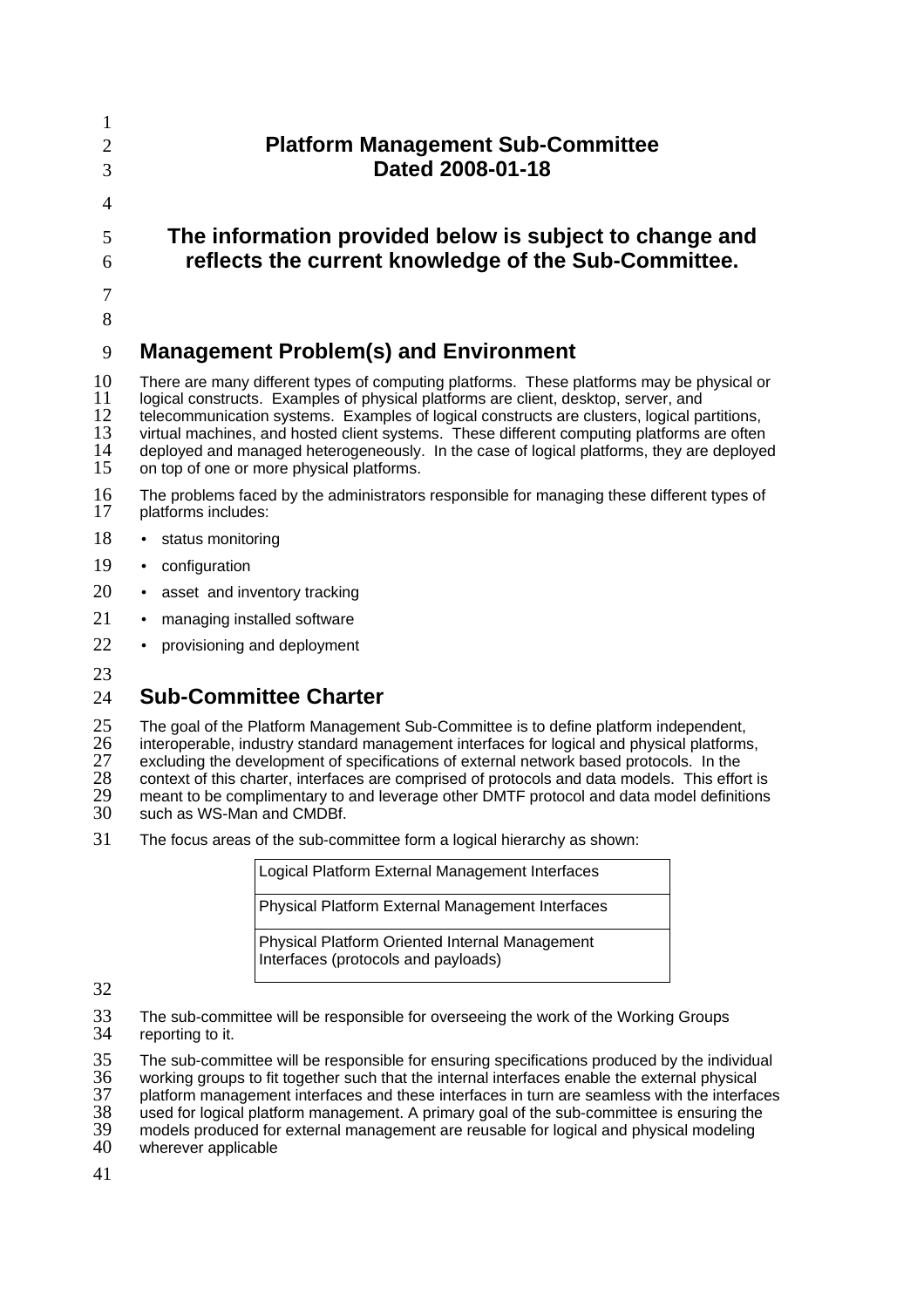# Platform Management Sub-Committee
# Dated 2008-01-18

## The information provided below is subject to change and reflects the current knowledge of the Sub-Committee.

## Management Problem(s) and Environment

There are many different types of computing platforms. These platforms may be physical or logical constructs. Examples of physical platforms are client, desktop, server, and telecommunication systems. Examples of logical constructs are clusters, logical partitions, virtual machines, and hosted client systems. These different computing platforms are often deployed and managed heterogeneously. In the case of logical platforms, they are deployed on top of one or more physical platforms.

The problems faced by the administrators responsible for managing these different types of platforms includes:

- status monitoring
- configuration
- asset and inventory tracking
- managing installed software
- provisioning and deployment

## Sub-Committee Charter

The goal of the Platform Management Sub-Committee is to define platform independent, interoperable, industry standard management interfaces for logical and physical platforms, excluding the development of specifications of external network based protocols. In the context of this charter, interfaces are comprised of protocols and data models. This effort is meant to be complimentary to and leverage other DMTF protocol and data model definitions such as WS-Man and CMDBf.

The focus areas of the sub-committee form a logical hierarchy as shown:

| Logical Platform External Management Interfaces |
| --- |
| Physical Platform External Management Interfaces |
| Physical Platform Oriented Internal Management Interfaces (protocols and payloads) |

The sub-committee will be responsible for overseeing the work of the Working Groups reporting to it.

The sub-committee will be responsible for ensuring specifications produced by the individual working groups to fit together such that the internal interfaces enable the external physical platform management interfaces and these interfaces in turn are seamless with the interfaces used for logical platform management. A primary goal of the sub-committee is ensuring the models produced for external management are reusable for logical and physical modeling wherever applicable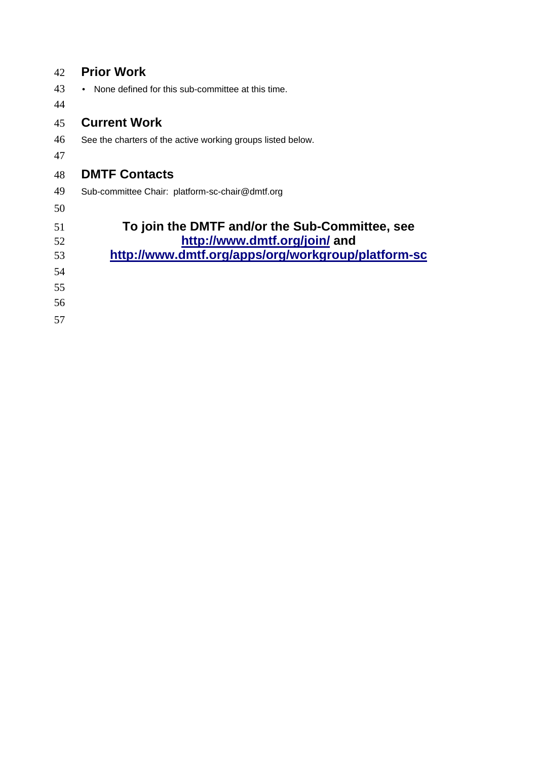## Prior Work

- None defined for this sub-committee at this time.

## Current Work

See the charters of the active working groups listed below.

## DMTF Contacts

Sub-committee Chair: platform-sc-chair@dmtf.org

**To join the DMTF and/or the Sub-Committee, see [http://www.dmtf.org/join/](http://www.dmtf.org/join/) and [http://www.dmtf.org/apps/org/workgroup/platform-sc](http://www.dmtf.org/apps/org/workgroup/platform-sc)**